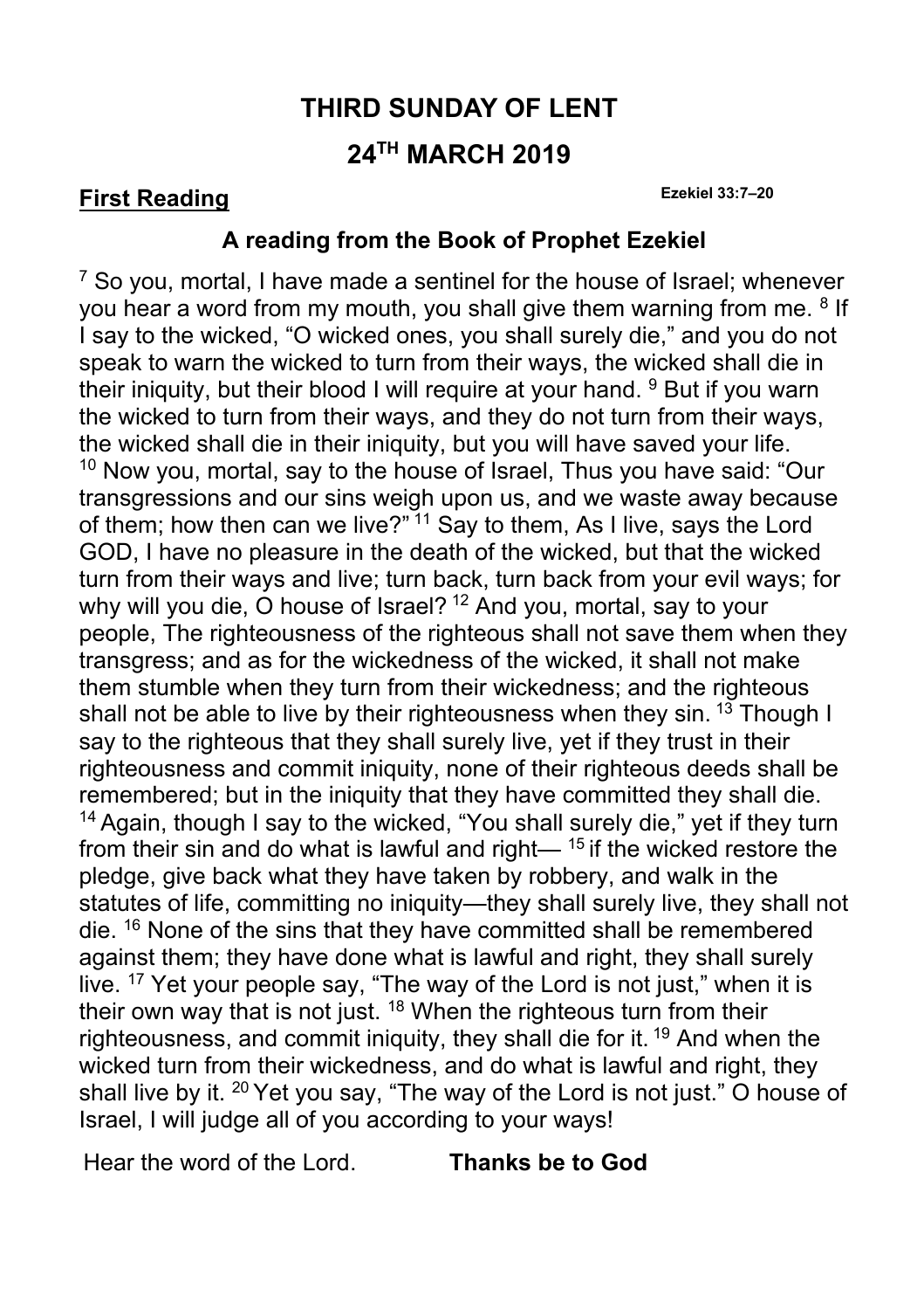# THIRD SUNDAY OF LENT

# 24TH MARCH 2019

**First Reading** **Ezekiel 33:7–20**

### A reading from the Book of Prophet Ezekiel

[7] So you, mortal, I have made a sentinel for the house of Israel; whenever you hear a word from my mouth, you shall give them warning from me. [8] If I say to the wicked, "O wicked ones, you shall surely die," and you do not speak to warn the wicked to turn from their ways, the wicked shall die in their iniquity, but their blood I will require at your hand. [9] But if you warn the wicked to turn from their ways, and they do not turn from their ways, the wicked shall die in their iniquity, but you will have saved your life. [10] Now you, mortal, say to the house of Israel, Thus you have said: "Our transgressions and our sins weigh upon us, and we waste away because of them; how then can we live?" [11] Say to them, As I live, says the Lord GOD, I have no pleasure in the death of the wicked, but that the wicked turn from their ways and live; turn back, turn back from your evil ways; for why will you die, O house of Israel? [12] And you, mortal, say to your people, The righteousness of the righteous shall not save them when they transgress; and as for the wickedness of the wicked, it shall not make them stumble when they turn from their wickedness; and the righteous shall not be able to live by their righteousness when they sin. [13] Though I say to the righteous that they shall surely live, yet if they trust in their righteousness and commit iniquity, none of their righteous deeds shall be remembered; but in the iniquity that they have committed they shall die. [14] Again, though I say to the wicked, "You shall surely die," yet if they turn from their sin and do what is lawful and right— [15] if the wicked restore the pledge, give back what they have taken by robbery, and walk in the statutes of life, committing no iniquity—they shall surely live, they shall not die. [16] None of the sins that they have committed shall be remembered against them; they have done what is lawful and right, they shall surely live. [17] Yet your people say, "The way of the Lord is not just," when it is their own way that is not just. [18] When the righteous turn from their righteousness, and commit iniquity, they shall die for it. [19] And when the wicked turn from their wickedness, and do what is lawful and right, they shall live by it. [20] Yet you say, "The way of the Lord is not just." O house of Israel, I will judge all of you according to your ways!

Hear the word of the Lord. **Thanks be to God**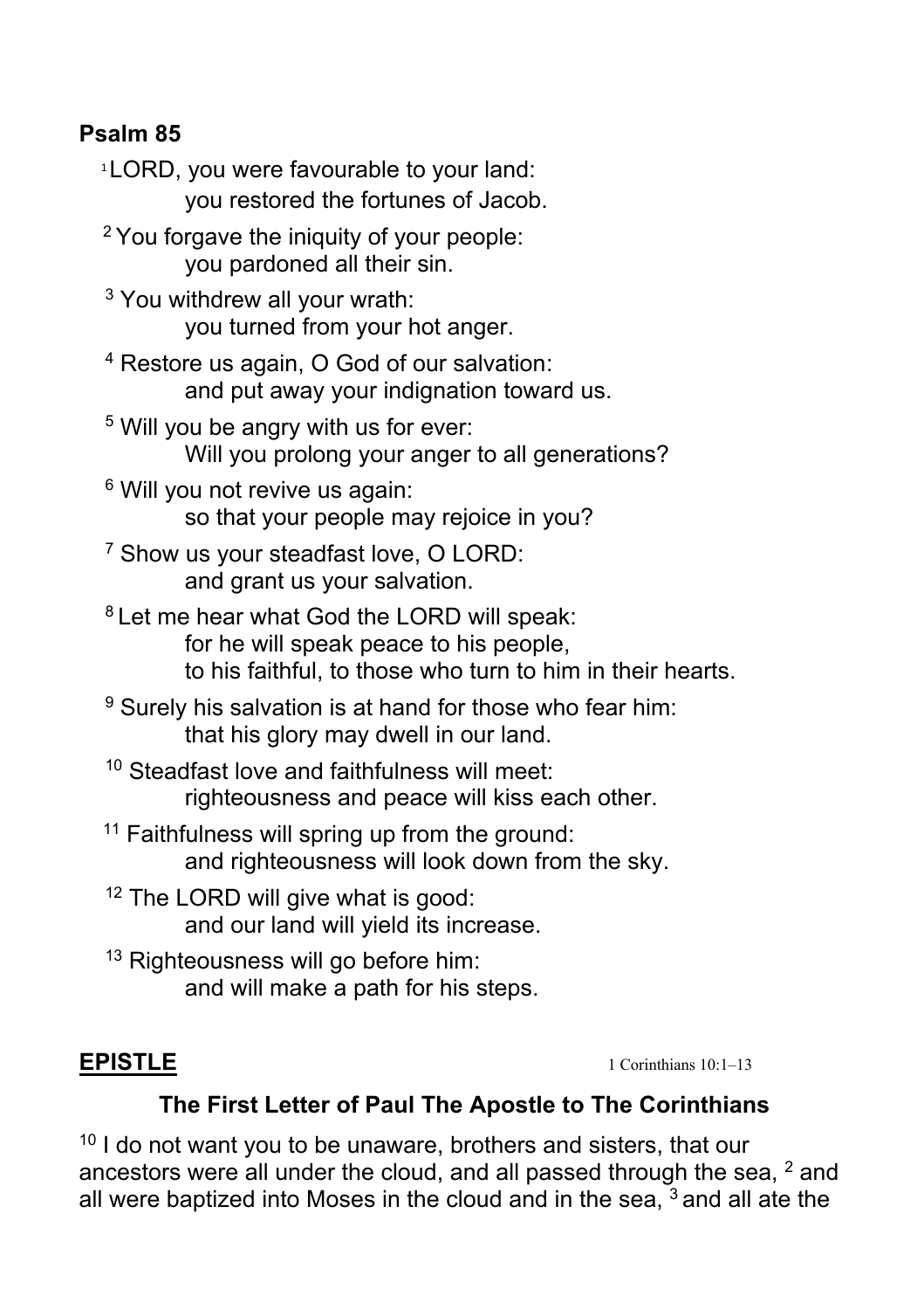**Psalm 85**

[1] LORD, you were favourable to your land:
you restored the fortunes of Jacob.

[2] You forgave the iniquity of your people:
you pardoned all their sin.

[3] You withdrew all your wrath:
you turned from your hot anger.

[4] Restore us again, O God of our salvation:
and put away your indignation toward us.

[5] Will you be angry with us for ever:
Will you prolong your anger to all generations?

[6] Will you not revive us again:
so that your people may rejoice in you?

[7] Show us your steadfast love, O LORD:
and grant us your salvation.

[8] Let me hear what God the LORD will speak:
for he will speak peace to his people,
to his faithful, to those who turn to him in their hearts.

[9] Surely his salvation is at hand for those who fear him:
that his glory may dwell in our land.

[10] Steadfast love and faithfulness will meet:
righteousness and peace will kiss each other.

[11] Faithfulness will spring up from the ground:
and righteousness will look down from the sky.

[12] The LORD will give what is good:
and our land will yield its increase.

[13] Righteousness will go before him:
and will make a path for his steps.

**EPISTLE** 1 Corinthians 10:1–13

**The First Letter of Paul The Apostle to The Corinthians**

[10] I do not want you to be unaware, brothers and sisters, that our ancestors were all under the cloud, and all passed through the sea, [2] and all were baptized into Moses in the cloud and in the sea, [3] and all ate the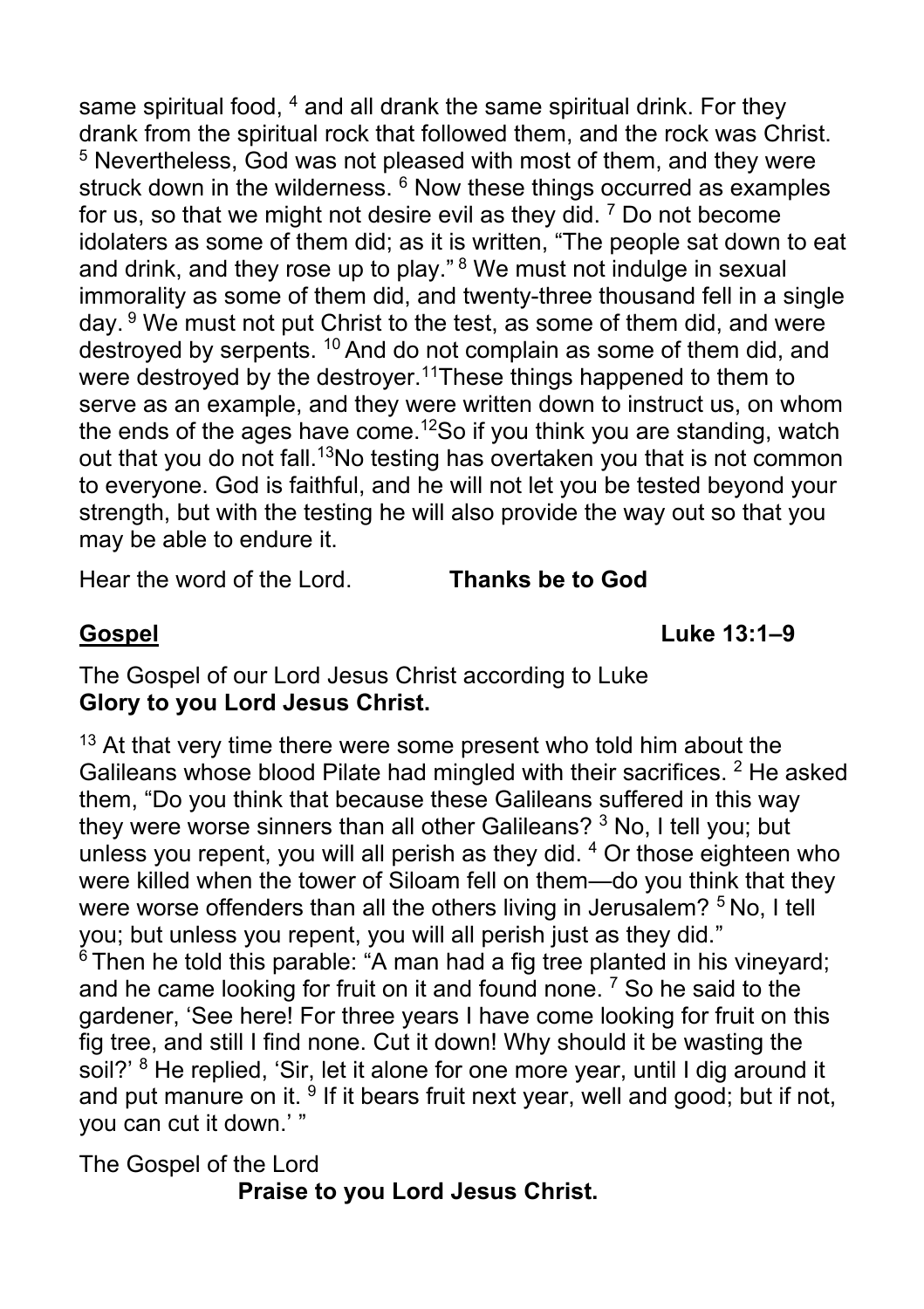same spiritual food, [4] and all drank the same spiritual drink. For they drank from the spiritual rock that followed them, and the rock was Christ. [5] Nevertheless, God was not pleased with most of them, and they were struck down in the wilderness. [6] Now these things occurred as examples for us, so that we might not desire evil as they did. [7] Do not become idolaters as some of them did; as it is written, "The people sat down to eat and drink, and they rose up to play." [8] We must not indulge in sexual immorality as some of them did, and twenty-three thousand fell in a single day. [9] We must not put Christ to the test, as some of them did, and were destroyed by serpents. [10] And do not complain as some of them did, and were destroyed by the destroyer.[11]These things happened to them to serve as an example, and they were written down to instruct us, on whom the ends of the ages have come.[12]So if you think you are standing, watch out that you do not fall.[13]No testing has overtaken you that is not common to everyone. God is faithful, and he will not let you be tested beyond your strength, but with the testing he will also provide the way out so that you may be able to endure it.

Hear the word of the Lord. **Thanks be to God**

**Gospel** **Luke 13:1–9**

The Gospel of our Lord Jesus Christ according to Luke
**Glory to you Lord Jesus Christ.**

[13] At that very time there were some present who told him about the Galileans whose blood Pilate had mingled with their sacrifices. [2] He asked them, "Do you think that because these Galileans suffered in this way they were worse sinners than all other Galileans? [3] No, I tell you; but unless you repent, you will all perish as they did. [4] Or those eighteen who were killed when the tower of Siloam fell on them—do you think that they were worse offenders than all the others living in Jerusalem? [5] No, I tell you; but unless you repent, you will all perish just as they did."
[6] Then he told this parable: "A man had a fig tree planted in his vineyard; and he came looking for fruit on it and found none. [7] So he said to the gardener, 'See here! For three years I have come looking for fruit on this fig tree, and still I find none. Cut it down! Why should it be wasting the soil?' [8] He replied, 'Sir, let it alone for one more year, until I dig around it and put manure on it. [9] If it bears fruit next year, well and good; but if not, you can cut it down.' "

The Gospel of the Lord
**Praise to you Lord Jesus Christ.**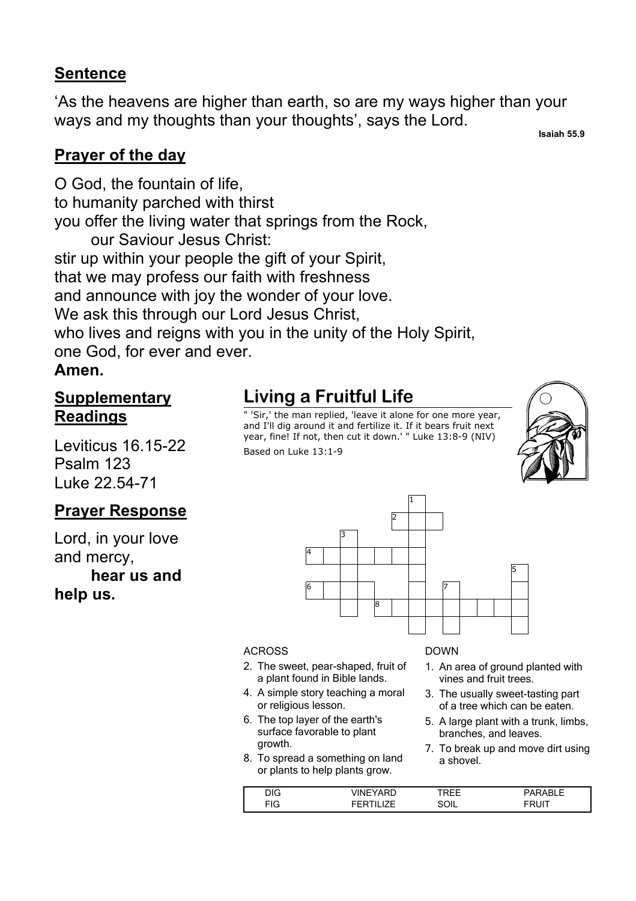## Sentence

'As the heavens are higher than earth, so are my ways higher than your ways and my thoughts than your thoughts', says the Lord.

**Isaiah 55.9**

## Prayer of the day

O God, the fountain of life,
to humanity parched with thirst
you offer the living water that springs from the Rock,
our Saviour Jesus Christ:
stir up within your people the gift of your Spirit,
that we may profess our faith with freshness
and announce with joy the wonder of your love.
We ask this through our Lord Jesus Christ,
who lives and reigns with you in the unity of the Holy Spirit,
one God, for ever and ever.
**Amen.**

## Supplementary Readings

Leviticus 16.15-22
Psalm 123
Luke 22.54-71

## Prayer Response

Lord, in your love and mercy,
**hear us and help us.**

## Living a Fruitful Life

" 'Sir,' the man replied, 'leave it alone for one more year, and I'll dig around it and fertilize it. If it bears fruit next year, fine! If not, then cut it down.' " Luke 13:8-9 (NIV)

Based on Luke 13:1-9

ACROSS

2. The sweet, pear-shaped, fruit of a plant found in Bible lands.
4. A simple story teaching a moral or religious lesson.
6. The top layer of the earth's surface favorable to plant growth.
8. To spread a something on land or plants to help plants grow.

DOWN

1. An area of ground planted with vines and fruit trees.
3. The usually sweet-tasting part of a tree which can be eaten.
5. A large plant with a trunk, limbs, branches, and leaves.
7. To break up and move dirt using a shovel.

| | | | |
|---|---|---|---|
| DIG | VINEYARD | TREE | PARABLE |
| FIG | FERTILIZE | SOIL | FRUIT |